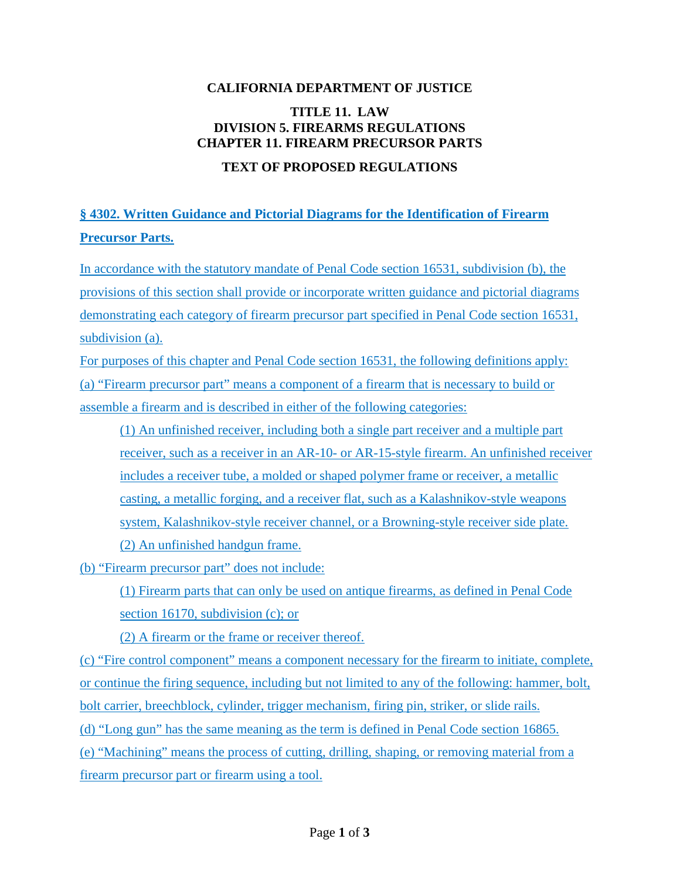**CALIFORNIA DEPARTMENT OF JUSTICE**

**TITLE 11. LAW**
**DIVISION 5. FIREARMS REGULATIONS**
**CHAPTER 11. FIREARM PRECURSOR PARTS**

**TEXT OF PROPOSED REGULATIONS**

## § 4302. Written Guidance and Pictorial Diagrams for the Identification of Firearm Precursor Parts.

In accordance with the statutory mandate of Penal Code section 16531, subdivision (b), the provisions of this section shall provide or incorporate written guidance and pictorial diagrams demonstrating each category of firearm precursor part specified in Penal Code section 16531, subdivision (a).

For purposes of this chapter and Penal Code section 16531, the following definitions apply:

(a) "Firearm precursor part" means a component of a firearm that is necessary to build or assemble a firearm and is described in either of the following categories:

> (1) An unfinished receiver, including both a single part receiver and a multiple part receiver, such as a receiver in an AR-10- or AR-15-style firearm. An unfinished receiver includes a receiver tube, a molded or shaped polymer frame or receiver, a metallic casting, a metallic forging, and a receiver flat, such as a Kalashnikov-style weapons system, Kalashnikov-style receiver channel, or a Browning-style receiver side plate.
>
> (2) An unfinished handgun frame.

(b) "Firearm precursor part" does not include:

> (1) Firearm parts that can only be used on antique firearms, as defined in Penal Code section 16170, subdivision (c); or
>
> (2) A firearm or the frame or receiver thereof.

(c) "Fire control component" means a component necessary for the firearm to initiate, complete, or continue the firing sequence, including but not limited to any of the following: hammer, bolt, bolt carrier, breechblock, cylinder, trigger mechanism, firing pin, striker, or slide rails.

(d) "Long gun" has the same meaning as the term is defined in Penal Code section 16865.

(e) "Machining" means the process of cutting, drilling, shaping, or removing material from a firearm precursor part or firearm using a tool.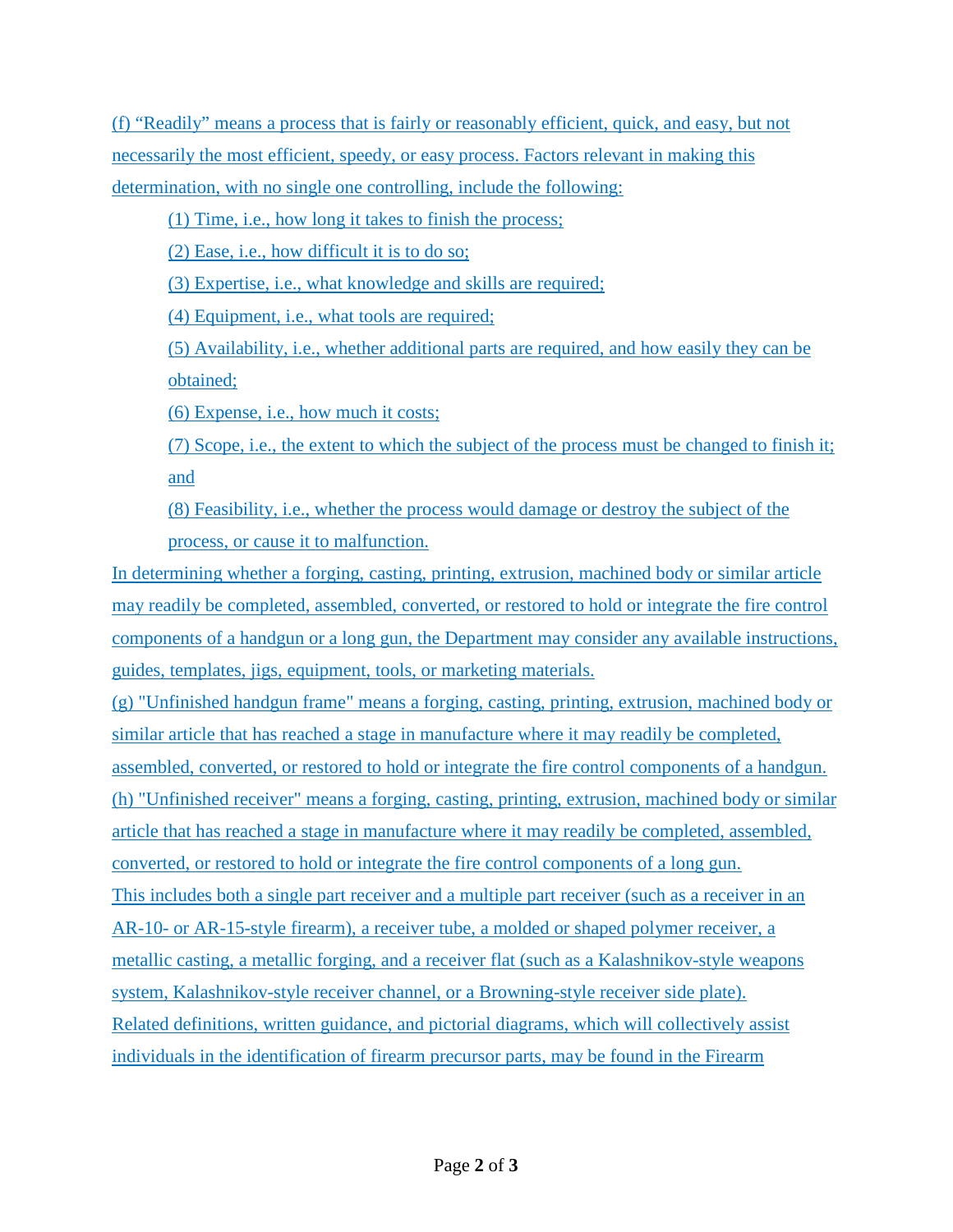(f) "Readily" means a process that is fairly or reasonably efficient, quick, and easy, but not necessarily the most efficient, speedy, or easy process. Factors relevant in making this determination, with no single one controlling, include the following:

(1) Time, i.e., how long it takes to finish the process;

(2) Ease, i.e., how difficult it is to do so;

(3) Expertise, i.e., what knowledge and skills are required;

(4) Equipment, i.e., what tools are required;

(5) Availability, i.e., whether additional parts are required, and how easily they can be obtained;

(6) Expense, i.e., how much it costs;

(7) Scope, i.e., the extent to which the subject of the process must be changed to finish it; and

(8) Feasibility, i.e., whether the process would damage or destroy the subject of the process, or cause it to malfunction.

In determining whether a forging, casting, printing, extrusion, machined body or similar article may readily be completed, assembled, converted, or restored to hold or integrate the fire control components of a handgun or a long gun, the Department may consider any available instructions, guides, templates, jigs, equipment, tools, or marketing materials.

(g) "Unfinished handgun frame" means a forging, casting, printing, extrusion, machined body or similar article that has reached a stage in manufacture where it may readily be completed, assembled, converted, or restored to hold or integrate the fire control components of a handgun.

(h) "Unfinished receiver" means a forging, casting, printing, extrusion, machined body or similar article that has reached a stage in manufacture where it may readily be completed, assembled, converted, or restored to hold or integrate the fire control components of a long gun.

This includes both a single part receiver and a multiple part receiver (such as a receiver in an AR-10- or AR-15-style firearm), a receiver tube, a molded or shaped polymer receiver, a metallic casting, a metallic forging, and a receiver flat (such as a Kalashnikov-style weapons system, Kalashnikov-style receiver channel, or a Browning-style receiver side plate).

Related definitions, written guidance, and pictorial diagrams, which will collectively assist individuals in the identification of firearm precursor parts, may be found in the Firearm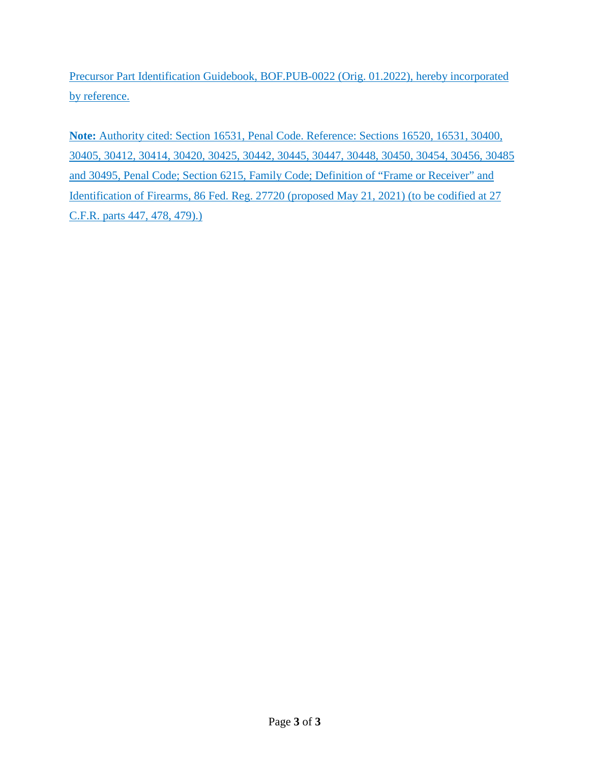Precursor Part Identification Guidebook, BOF.PUB-0022 (Orig. 01.2022), hereby incorporated by reference.

**Note:** Authority cited: Section 16531, Penal Code. Reference: Sections 16520, 16531, 30400, 30405, 30412, 30414, 30420, 30425, 30442, 30445, 30447, 30448, 30450, 30454, 30456, 30485 and 30495, Penal Code; Section 6215, Family Code; Definition of "Frame or Receiver" and Identification of Firearms, 86 Fed. Reg. 27720 (proposed May 21, 2021) (to be codified at 27 C.F.R. parts 447, 478, 479).)